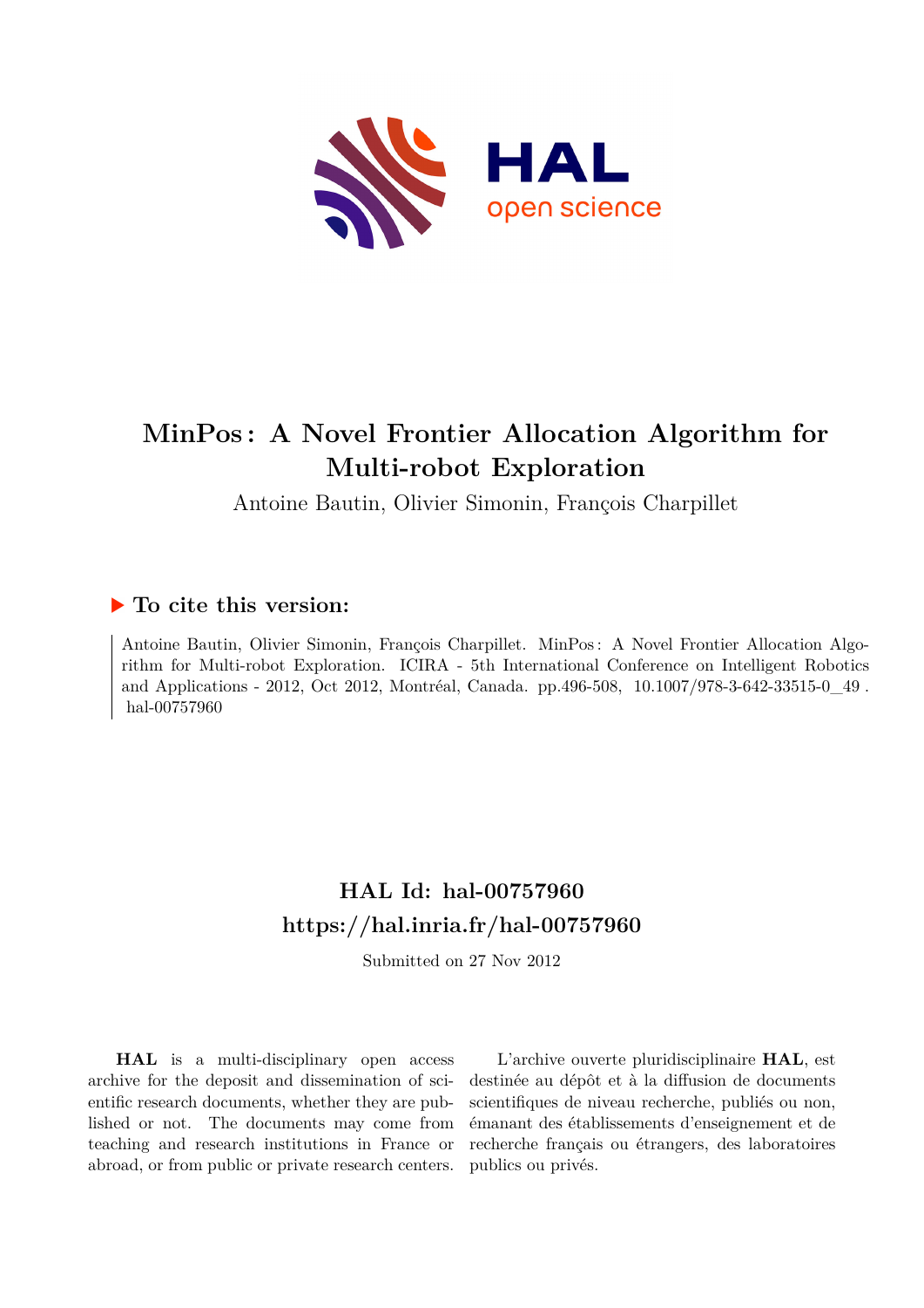# MinPos : A Novel Frontier Allocation Algorithm for Multi-robot Exploration

Antoine Bautin, Olivier Simonin, François Charpillet

## ▶ To cite this version:

Antoine Bautin, Olivier Simonin, François Charpillet. MinPos : A Novel Frontier Allocation Algorithm for Multi-robot Exploration. ICIRA - 5th International Conference on Intelligent Robotics and Applications - 2012, Oct 2012, Montréal, Canada. pp.496-508, 10.1007/978-3-642-33515-0_49 . hal-00757960

## HAL Id: hal-00757960

## https://hal.inria.fr/hal-00757960

Submitted on 27 Nov 2012

**HAL** is a multi-disciplinary open access archive for the deposit and dissemination of scientific research documents, whether they are published or not. The documents may come from teaching and research institutions in France or abroad, or from public or private research centers.

L'archive ouverte pluridisciplinaire **HAL**, est destinée au dépôt et à la diffusion de documents scientifiques de niveau recherche, publiés ou non, émanant des établissements d'enseignement et de recherche français ou étrangers, des laboratoires publics ou privés.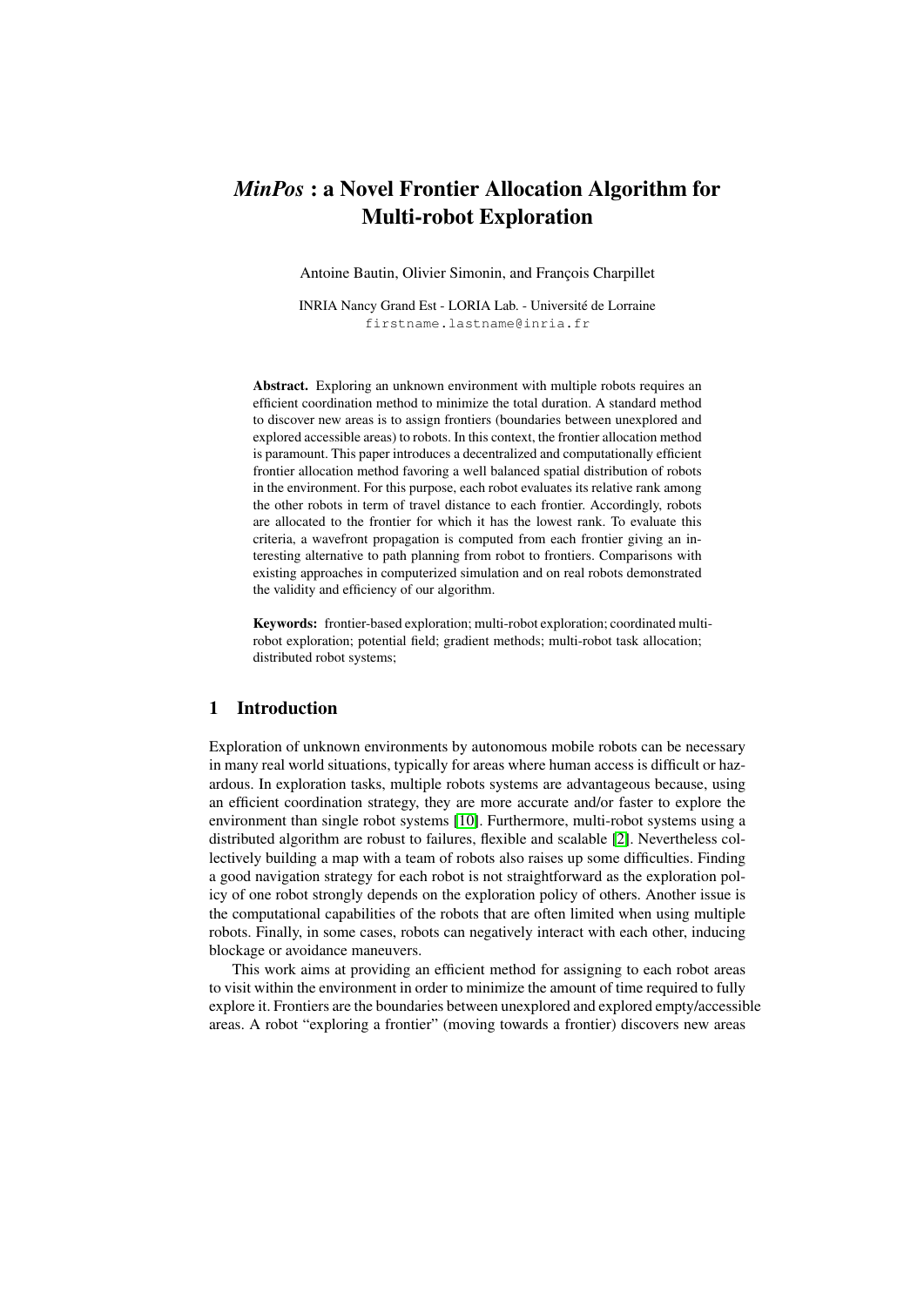# *MinPos* : a Novel Frontier Allocation Algorithm for Multi-robot Exploration

Antoine Bautin, Olivier Simonin, and François Charpillet

INRIA Nancy Grand Est - LORIA Lab. - Université de Lorraine
firstname.lastname@inria.fr

**Abstract.** Exploring an unknown environment with multiple robots requires an efficient coordination method to minimize the total duration. A standard method to discover new areas is to assign frontiers (boundaries between unexplored and explored accessible areas) to robots. In this context, the frontier allocation method is paramount. This paper introduces a decentralized and computationally efficient frontier allocation method favoring a well balanced spatial distribution of robots in the environment. For this purpose, each robot evaluates its relative rank among the other robots in term of travel distance to each frontier. Accordingly, robots are allocated to the frontier for which it has the lowest rank. To evaluate this criteria, a wavefront propagation is computed from each frontier giving an interesting alternative to path planning from robot to frontiers. Comparisons with existing approaches in computerized simulation and on real robots demonstrated the validity and efficiency of our algorithm.

**Keywords:** frontier-based exploration; multi-robot exploration; coordinated multi-robot exploration; potential field; gradient methods; multi-robot task allocation; distributed robot systems;

## 1 Introduction

Exploration of unknown environments by autonomous mobile robots can be necessary in many real world situations, typically for areas where human access is difficult or hazardous. In exploration tasks, multiple robots systems are advantageous because, using an efficient coordination strategy, they are more accurate and/or faster to explore the environment than single robot systems [10]. Furthermore, multi-robot systems using a distributed algorithm are robust to failures, flexible and scalable [2]. Nevertheless collectively building a map with a team of robots also raises up some difficulties. Finding a good navigation strategy for each robot is not straightforward as the exploration policy of one robot strongly depends on the exploration policy of others. Another issue is the computational capabilities of the robots that are often limited when using multiple robots. Finally, in some cases, robots can negatively interact with each other, inducing blockage or avoidance maneuvers.

This work aims at providing an efficient method for assigning to each robot areas to visit within the environment in order to minimize the amount of time required to fully explore it. Frontiers are the boundaries between unexplored and explored empty/accessible areas. A robot "exploring a frontier" (moving towards a frontier) discovers new areas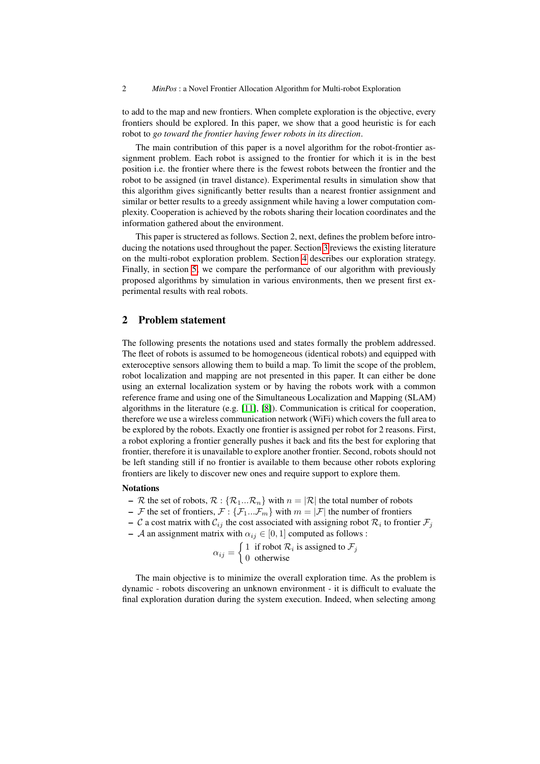to add to the map and new frontiers. When complete exploration is the objective, every frontiers should be explored. In this paper, we show that a good heuristic is for each robot to *go toward the frontier having fewer robots in its direction*.

The main contribution of this paper is a novel algorithm for the robot-frontier assignment problem. Each robot is assigned to the frontier for which it is in the best position i.e. the frontier where there is the fewest robots between the frontier and the robot to be assigned (in travel distance). Experimental results in simulation show that this algorithm gives significantly better results than a nearest frontier assignment and similar or better results to a greedy assignment while having a lower computation complexity. Cooperation is achieved by the robots sharing their location coordinates and the information gathered about the environment.

This paper is structered as follows. Section 2, next, defines the problem before introducing the notations used throughout the paper. Section 3 reviews the existing literature on the multi-robot exploration problem. Section 4 describes our exploration strategy. Finally, in section 5, we compare the performance of our algorithm with previously proposed algorithms by simulation in various environments, then we present first experimental results with real robots.

## 2 Problem statement

The following presents the notations used and states formally the problem addressed. The fleet of robots is assumed to be homogeneous (identical robots) and equipped with exteroceptive sensors allowing them to build a map. To limit the scope of the problem, robot localization and mapping are not presented in this paper. It can either be done using an external localization system or by having the robots work with a common reference frame and using one of the Simultaneous Localization and Mapping (SLAM) algorithms in the literature (e.g. [11], [8]). Communication is critical for cooperation, therefore we use a wireless communication network (WiFi) which covers the full area to be explored by the robots. Exactly one frontier is assigned per robot for 2 reasons. First, a robot exploring a frontier generally pushes it back and fits the best for exploring that frontier, therefore it is unavailable to explore another frontier. Second, robots should not be left standing still if no frontier is available to them because other robots exploring frontiers are likely to discover new ones and require support to explore them.

**Notations**

- $\mathcal{R}$ the set of robots, $\mathcal{R} : \{\mathcal{R}_1 ... \mathcal{R}_n\}$ with $n = |\mathcal{R}|$ the total number of robots
- $\mathcal{F}$ the set of frontiers, $\mathcal{F} : \{\mathcal{F}_1 ... \mathcal{F}_m\}$ with $m = |\mathcal{F}|$ the number of frontiers
- $\mathcal{C}$ a cost matrix with $\mathcal{C}_{ij}$ the cost associated with assigning robot $\mathcal{R}_i$ to frontier $\mathcal{F}_j$
- $\mathcal{A}$ an assignment matrix with $\alpha_{ij} \in [0, 1]$ computed as follows :

$$\alpha_{ij} = \begin{cases} 1 & \text{if robot } \mathcal{R}_i \text{ is assigned to } \mathcal{F}_j \\ 0 & \text{otherwise} \end{cases}$$

The main objective is to minimize the overall exploration time. As the problem is dynamic - robots discovering an unknown environment - it is difficult to evaluate the final exploration duration during the system execution. Indeed, when selecting among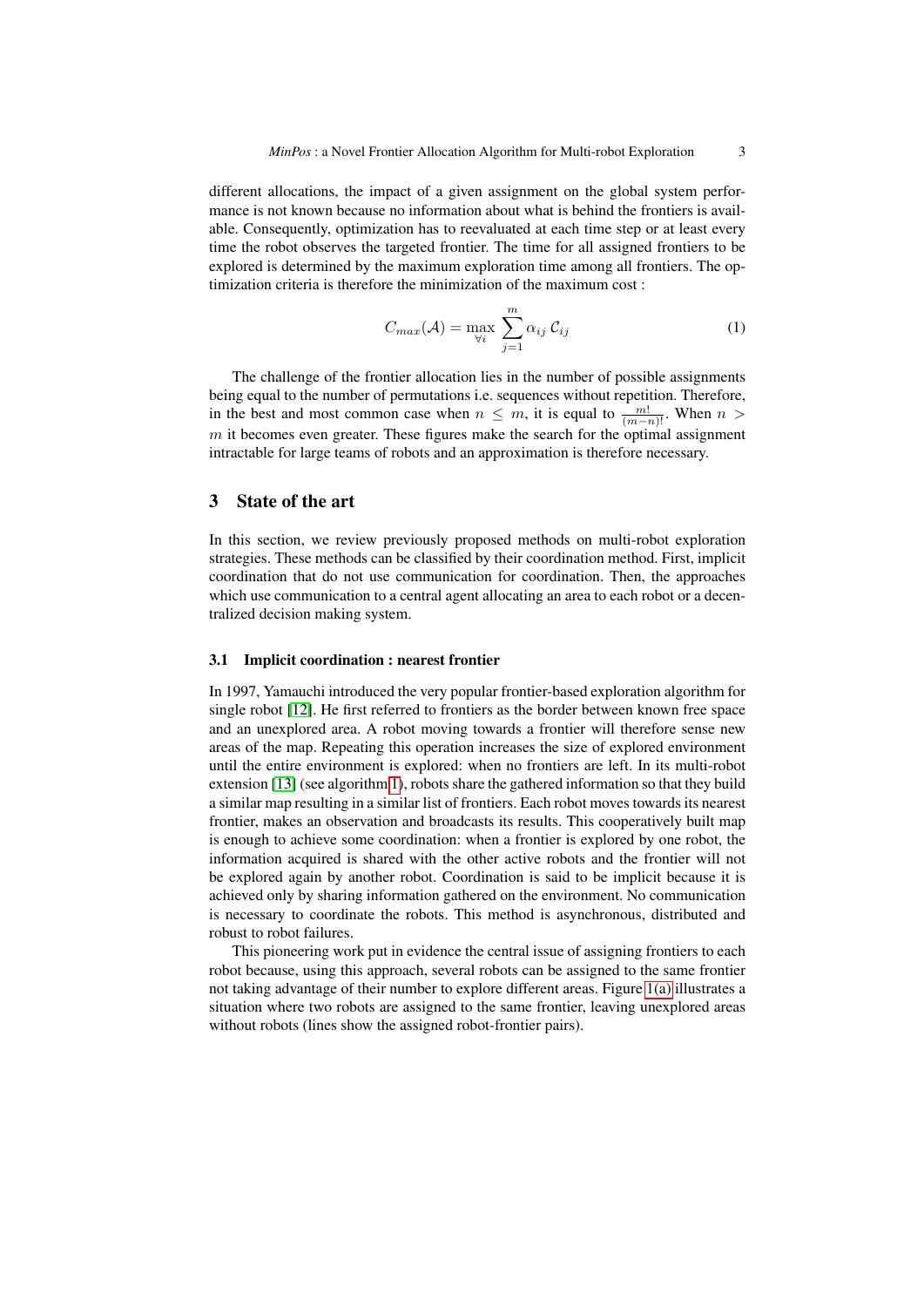different allocations, the impact of a given assignment on the global system performance is not known because no information about what is behind the frontiers is available. Consequently, optimization has to reevaluated at each time step or at least every time the robot observes the targeted frontier. The time for all assigned frontiers to be explored is determined by the maximum exploration time among all frontiers. The optimization criteria is therefore the minimization of the maximum cost :

$$C_{max}(\mathcal{A}) = \max_{\forall i} \sum_{j=1}^{m} \alpha_{ij}\, \mathcal{C}_{ij} \tag{1}$$

The challenge of the frontier allocation lies in the number of possible assignments being equal to the number of permutations i.e. sequences without repetition. Therefore, in the best and most common case when $n \leq m$, it is equal to $\frac{m!}{(m-n)!}$. When $n > m$ it becomes even greater. These figures make the search for the optimal assignment intractable for large teams of robots and an approximation is therefore necessary.

## 3 State of the art

In this section, we review previously proposed methods on multi-robot exploration strategies. These methods can be classified by their coordination method. First, implicit coordination that do not use communication for coordination. Then, the approaches which use communication to a central agent allocating an area to each robot or a decentralized decision making system.

### 3.1 Implicit coordination : nearest frontier

In 1997, Yamauchi introduced the very popular frontier-based exploration algorithm for single robot [12]. He first referred to frontiers as the border between known free space and an unexplored area. A robot moving towards a frontier will therefore sense new areas of the map. Repeating this operation increases the size of explored environment until the entire environment is explored: when no frontiers are left. In its multi-robot extension [13] (see algorithm 1), robots share the gathered information so that they build a similar map resulting in a similar list of frontiers. Each robot moves towards its nearest frontier, makes an observation and broadcasts its results. This cooperatively built map is enough to achieve some coordination: when a frontier is explored by one robot, the information acquired is shared with the other active robots and the frontier will not be explored again by another robot. Coordination is said to be implicit because it is achieved only by sharing information gathered on the environment. No communication is necessary to coordinate the robots. This method is asynchronous, distributed and robust to robot failures.

This pioneering work put in evidence the central issue of assigning frontiers to each robot because, using this approach, several robots can be assigned to the same frontier not taking advantage of their number to explore different areas. Figure 1(a) illustrates a situation where two robots are assigned to the same frontier, leaving unexplored areas without robots (lines show the assigned robot-frontier pairs).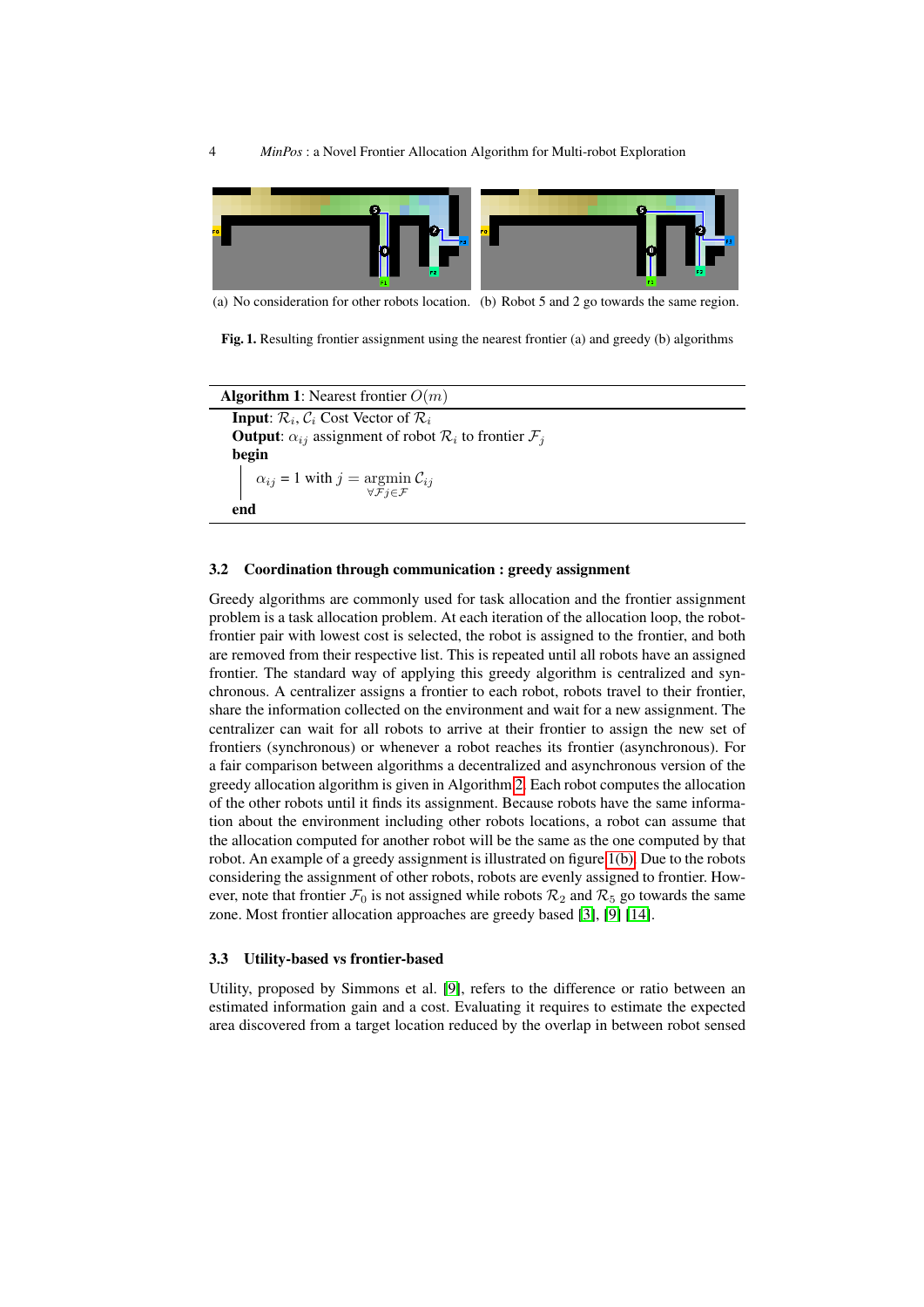(a) No consideration for other robots location. (b) Robot 5 and 2 go towards the same region.

**Fig. 1.** Resulting frontier assignment using the nearest frontier (a) and greedy (b) algorithms

---

**Algorithm 1**: Nearest frontier $O(m)$

**Input**: $\mathcal{R}_i, \mathcal{C}_i$ Cost Vector of $\mathcal{R}_i$
**Output**: $\alpha_{ij}$ assignment of robot $\mathcal{R}_i$ to frontier $\mathcal{F}_j$
**begin**
  $\alpha_{ij} = 1$ with $j = \underset{\forall \mathcal{F}j \in \mathcal{F}}{\text{argmin}}\, \mathcal{C}_{ij}$
**end**

---

### 3.2 Coordination through communication : greedy assignment

Greedy algorithms are commonly used for task allocation and the frontier assignment problem is a task allocation problem. At each iteration of the allocation loop, the robot-frontier pair with lowest cost is selected, the robot is assigned to the frontier, and both are removed from their respective list. This is repeated until all robots have an assigned frontier. The standard way of applying this greedy algorithm is centralized and synchronous. A centralizer assigns a frontier to each robot, robots travel to their frontier, share the information collected on the environment and wait for a new assignment. The centralizer can wait for all robots to arrive at their frontier to assign the new set of frontiers (synchronous) or whenever a robot reaches its frontier (asynchronous). For a fair comparison between algorithms a decentralized and asynchronous version of the greedy allocation algorithm is given in Algorithm 2. Each robot computes the allocation of the other robots until it finds its assignment. Because robots have the same information about the environment including other robots locations, a robot can assume that the allocation computed for another robot will be the same as the one computed by that robot. An example of a greedy assignment is illustrated on figure 1(b). Due to the robots considering the assignment of other robots, robots are evenly assigned to frontier. However, note that frontier $\mathcal{F}_0$ is not assigned while robots $\mathcal{R}_2$ and $\mathcal{R}_5$ go towards the same zone. Most frontier allocation approaches are greedy based [3], [9] [14].

### 3.3 Utility-based vs frontier-based

Utility, proposed by Simmons et al. [9], refers to the difference or ratio between an estimated information gain and a cost. Evaluating it requires to estimate the expected area discovered from a target location reduced by the overlap in between robot sensed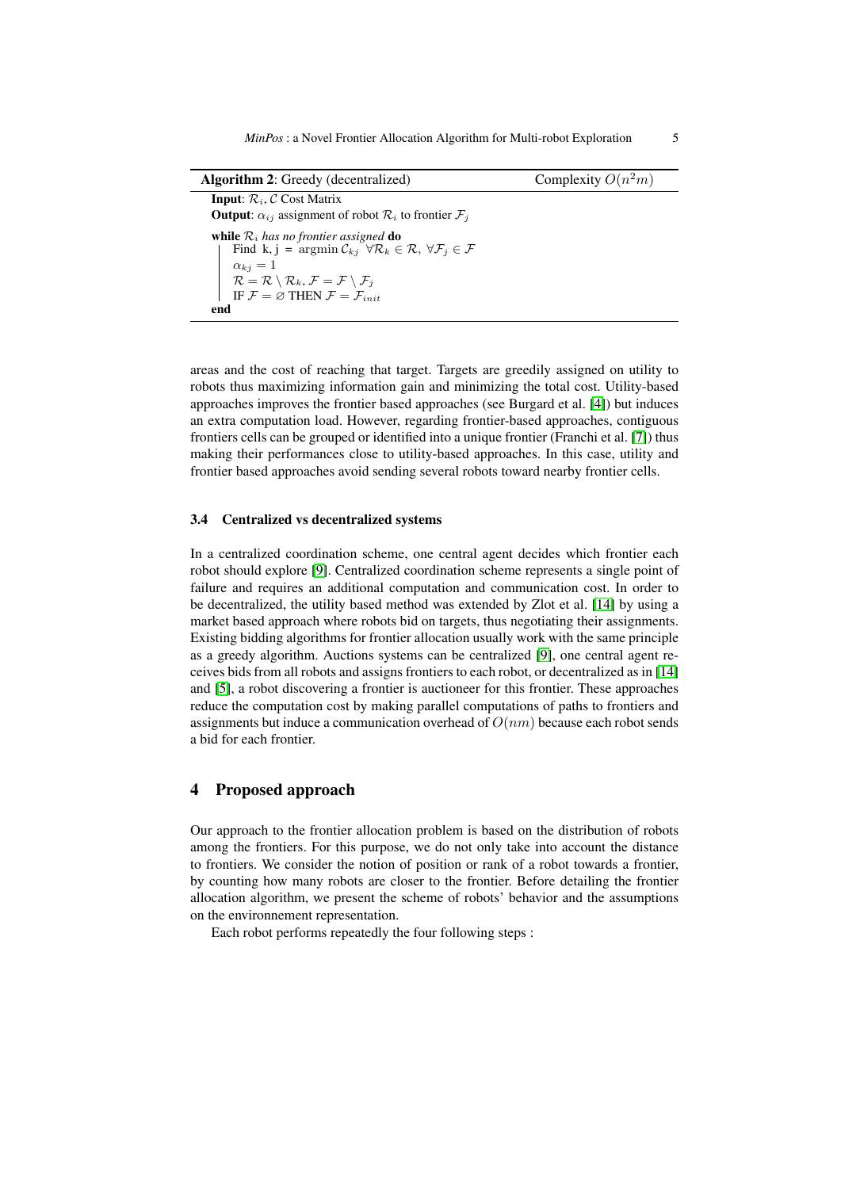**Algorithm 2**: Greedy (decentralized) Complexity $O(n^2m)$

**Input**: $\mathcal{R}_i$, $\mathcal{C}$ Cost Matrix
**Output**: $\alpha_{ij}$ assignment of robot $\mathcal{R}_i$ to frontier $\mathcal{F}_j$

**while** *$\mathcal{R}_i$ has no frontier assigned* **do**
  Find k, j = $\operatorname{argmin} \mathcal{C}_{kj}\ \ \forall \mathcal{R}_k \in \mathcal{R},\ \forall \mathcal{F}_j \in \mathcal{F}$
  $\alpha_{kj} = 1$
  $\mathcal{R} = \mathcal{R} \setminus \mathcal{R}_k$, $\mathcal{F} = \mathcal{F} \setminus \mathcal{F}_j$
  IF $\mathcal{F} = \varnothing$ THEN $\mathcal{F} = \mathcal{F}_{init}$
**end**

areas and the cost of reaching that target. Targets are greedily assigned on utility to robots thus maximizing information gain and minimizing the total cost. Utility-based approaches improves the frontier based approaches (see Burgard et al. [4]) but induces an extra computation load. However, regarding frontier-based approaches, contiguous frontiers cells can be grouped or identified into a unique frontier (Franchi et al. [7]) thus making their performances close to utility-based approaches. In this case, utility and frontier based approaches avoid sending several robots toward nearby frontier cells.

### 3.4 Centralized vs decentralized systems

In a centralized coordination scheme, one central agent decides which frontier each robot should explore [9]. Centralized coordination scheme represents a single point of failure and requires an additional computation and communication cost. In order to be decentralized, the utility based method was extended by Zlot et al. [14] by using a market based approach where robots bid on targets, thus negotiating their assignments. Existing bidding algorithms for frontier allocation usually work with the same principle as a greedy algorithm. Auctions systems can be centralized [9], one central agent receives bids from all robots and assigns frontiers to each robot, or decentralized as in [14] and [5], a robot discovering a frontier is auctioneer for this frontier. These approaches reduce the computation cost by making parallel computations of paths to frontiers and assignments but induce a communication overhead of $O(nm)$ because each robot sends a bid for each frontier.

## 4 Proposed approach

Our approach to the frontier allocation problem is based on the distribution of robots among the frontiers. For this purpose, we do not only take into account the distance to frontiers. We consider the notion of position or rank of a robot towards a frontier, by counting how many robots are closer to the frontier. Before detailing the frontier allocation algorithm, we present the scheme of robots' behavior and the assumptions on the environnement representation.

Each robot performs repeatedly the four following steps :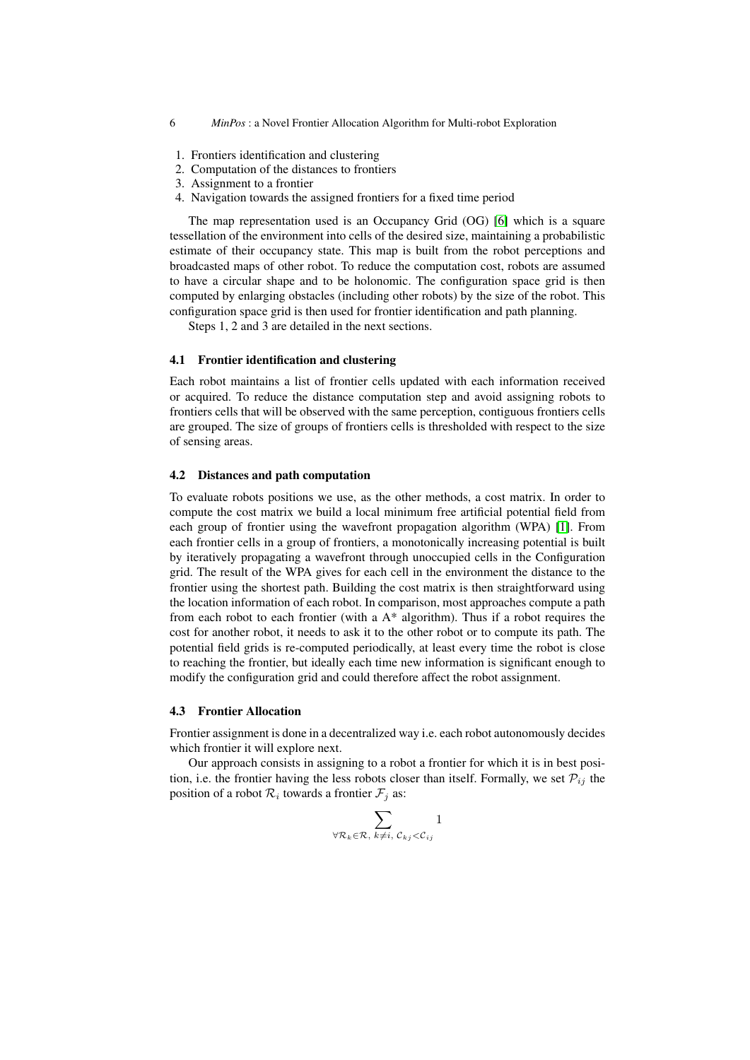1. Frontiers identification and clustering
2. Computation of the distances to frontiers
3. Assignment to a frontier
4. Navigation towards the assigned frontiers for a fixed time period

The map representation used is an Occupancy Grid (OG) [6] which is a square tessellation of the environment into cells of the desired size, maintaining a probabilistic estimate of their occupancy state. This map is built from the robot perceptions and broadcasted maps of other robot. To reduce the computation cost, robots are assumed to have a circular shape and to be holonomic. The configuration space grid is then computed by enlarging obstacles (including other robots) by the size of the robot. This configuration space grid is then used for frontier identification and path planning.

Steps 1, 2 and 3 are detailed in the next sections.

### 4.1 Frontier identification and clustering

Each robot maintains a list of frontier cells updated with each information received or acquired. To reduce the distance computation step and avoid assigning robots to frontiers cells that will be observed with the same perception, contiguous frontiers cells are grouped. The size of groups of frontiers cells is thresholded with respect to the size of sensing areas.

### 4.2 Distances and path computation

To evaluate robots positions we use, as the other methods, a cost matrix. In order to compute the cost matrix we build a local minimum free artificial potential field from each group of frontier using the wavefront propagation algorithm (WPA) [1]. From each frontier cells in a group of frontiers, a monotonically increasing potential is built by iteratively propagating a wavefront through unoccupied cells in the Configuration grid. The result of the WPA gives for each cell in the environment the distance to the frontier using the shortest path. Building the cost matrix is then straightforward using the location information of each robot. In comparison, most approaches compute a path from each robot to each frontier (with a A* algorithm). Thus if a robot requires the cost for another robot, it needs to ask it to the other robot or to compute its path. The potential field grids is re-computed periodically, at least every time the robot is close to reaching the frontier, but ideally each time new information is significant enough to modify the configuration grid and could therefore affect the robot assignment.

### 4.3 Frontier Allocation

Frontier assignment is done in a decentralized way i.e. each robot autonomously decides which frontier it will explore next.

Our approach consists in assigning to a robot a frontier for which it is in best position, i.e. the frontier having the less robots closer than itself. Formally, we set $\mathcal{P}_{ij}$ the position of a robot $\mathcal{R}_i$ towards a frontier $\mathcal{F}_j$ as:

$$\sum_{\forall \mathcal{R}_k \in \mathcal{R},\ k \neq i,\ \mathcal{C}_{kj} < \mathcal{C}_{ij}} 1$$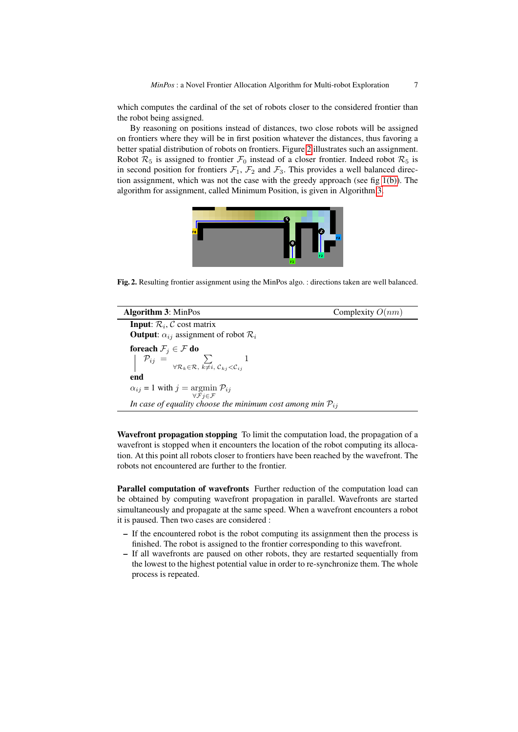which computes the cardinal of the set of robots closer to the considered frontier than the robot being assigned.

By reasoning on positions instead of distances, two close robots will be assigned on frontiers where they will be in first position whatever the distances, thus favoring a better spatial distribution of robots on frontiers. Figure 2 illustrates such an assignment. Robot $\mathcal{R}_5$ is assigned to frontier $\mathcal{F}_0$ instead of a closer frontier. Indeed robot $\mathcal{R}_5$ is in second position for frontiers $\mathcal{F}_1$, $\mathcal{F}_2$ and $\mathcal{F}_3$. This provides a well balanced direction assignment, which was not the case with the greedy approach (see fig 1(b)). The algorithm for assignment, called Minimum Position, is given in Algorithm 3.

**Fig. 2.** Resulting frontier assignment using the MinPos algo. : directions taken are well balanced.

**Algorithm 3**: MinPos — Complexity $O(nm)$

**Input**: $\mathcal{R}_i$, $\mathcal{C}$ cost matrix
**Output**: $\alpha_{ij}$ assignment of robot $\mathcal{R}_i$

**foreach** $\mathcal{F}_j \in \mathcal{F}$ **do**

$$\mathcal{P}_{ij} = \sum_{\forall \mathcal{R}_k \in \mathcal{R},\ k \neq i,\ \mathcal{C}_{kj} < \mathcal{C}_{ij}} 1$$

**end**

$\alpha_{ij}$ = 1 with $j = \underset{\forall \mathcal{F}j \in \mathcal{F}}{\operatorname{argmin}}\ \mathcal{P}_{ij}$

*In case of equality choose the minimum cost among min* $\mathcal{P}_{ij}$

**Wavefront propagation stopping** To limit the computation load, the propagation of a wavefront is stopped when it encounters the location of the robot computing its allocation. At this point all robots closer to frontiers have been reached by the wavefront. The robots not encountered are further to the frontier.

**Parallel computation of wavefronts** Further reduction of the computation load can be obtained by computing wavefront propagation in parallel. Wavefronts are started simultaneously and propagate at the same speed. When a wavefront encounters a robot it is paused. Then two cases are considered :

- If the encountered robot is the robot computing its assignment then the process is finished. The robot is assigned to the frontier corresponding to this wavefront.
- If all wavefronts are paused on other robots, they are restarted sequentially from the lowest to the highest potential value in order to re-synchronize them. The whole process is repeated.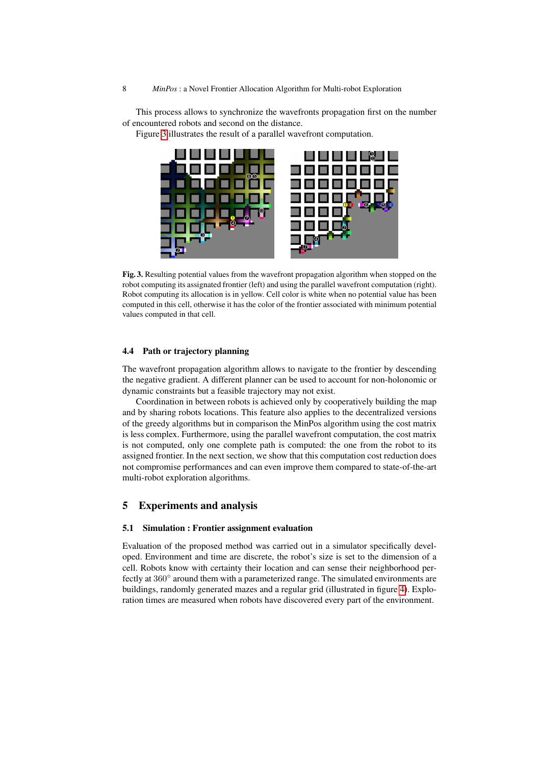This process allows to synchronize the wavefronts propagation first on the number of encountered robots and second on the distance.

Figure 3 illustrates the result of a parallel wavefront computation.

**Fig. 3.** Resulting potential values from the wavefront propagation algorithm when stopped on the robot computing its assignated frontier (left) and using the parallel wavefront computation (right). Robot computing its allocation is in yellow. Cell color is white when no potential value has been computed in this cell, otherwise it has the color of the frontier associated with minimum potential values computed in that cell.

### 4.4 Path or trajectory planning

The wavefront propagation algorithm allows to navigate to the frontier by descending the negative gradient. A different planner can be used to account for non-holonomic or dynamic constraints but a feasible trajectory may not exist.

Coordination in between robots is achieved only by cooperatively building the map and by sharing robots locations. This feature also applies to the decentralized versions of the greedy algorithms but in comparison the MinPos algorithm using the cost matrix is less complex. Furthermore, using the parallel wavefront computation, the cost matrix is not computed, only one complete path is computed: the one from the robot to its assigned frontier. In the next section, we show that this computation cost reduction does not compromise performances and can even improve them compared to state-of-the-art multi-robot exploration algorithms.

## 5 Experiments and analysis

### 5.1 Simulation : Frontier assignment evaluation

Evaluation of the proposed method was carried out in a simulator specifically developed. Environment and time are discrete, the robot's size is set to the dimension of a cell. Robots know with certainty their location and can sense their neighborhood perfectly at $360^{\circ}$ around them with a parameterized range. The simulated environments are buildings, randomly generated mazes and a regular grid (illustrated in figure 4). Exploration times are measured when robots have discovered every part of the environment.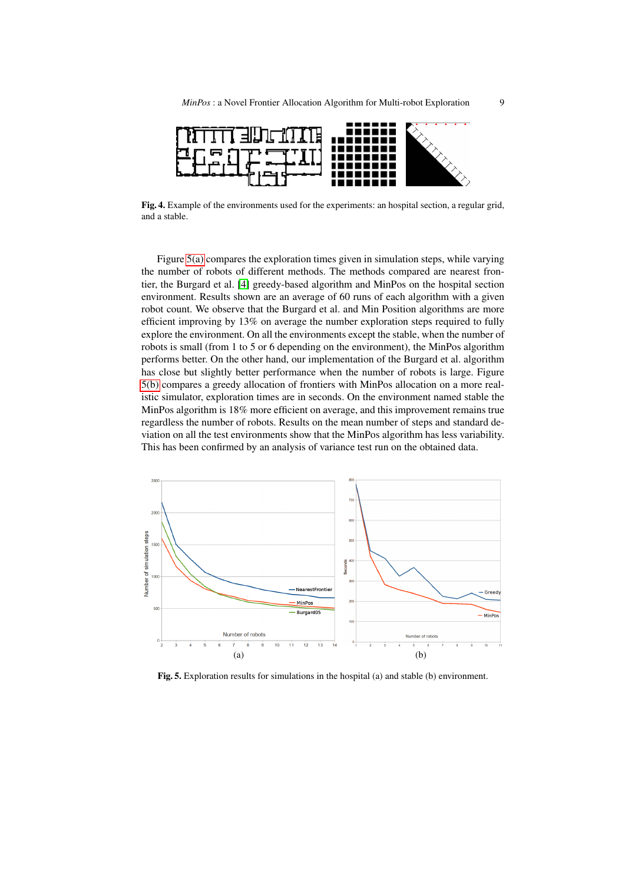Fig. 4. Example of the environments used for the experiments: an hospital section, a regular grid, and a stable.

Figure 5(a) compares the exploration times given in simulation steps, while varying the number of robots of different methods. The methods compared are nearest frontier, the Burgard et al. [4] greedy-based algorithm and MinPos on the hospital section environment. Results shown are an average of 60 runs of each algorithm with a given robot count. We observe that the Burgard et al. and Min Position algorithms are more efficient improving by 13% on average the number exploration steps required to fully explore the environment. On all the environments except the stable, when the number of robots is small (from 1 to 5 or 6 depending on the environment), the MinPos algorithm performs better. On the other hand, our implementation of the Burgard et al. algorithm has close but slightly better performance when the number of robots is large. Figure 5(b) compares a greedy allocation of frontiers with MinPos allocation on a more realistic simulator, exploration times are in seconds. On the environment named stable the MinPos algorithm is 18% more efficient on average, and this improvement remains true regardless the number of robots. Results on the mean number of steps and standard deviation on all the test environments show that the MinPos algorithm has less variability. This has been confirmed by an analysis of variance test run on the obtained data.

Fig. 5. Exploration results for simulations in the hospital (a) and stable (b) environment.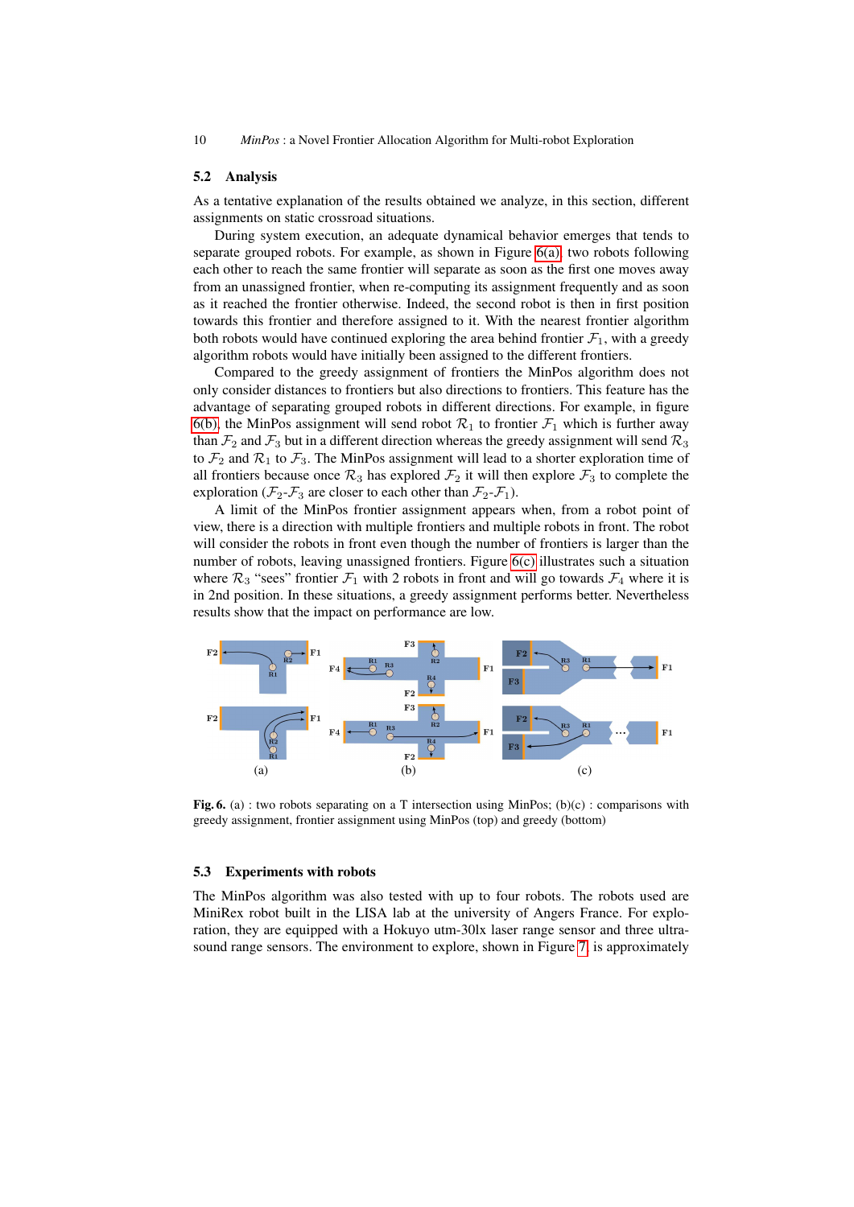### 5.2 Analysis

As a tentative explanation of the results obtained we analyze, in this section, different assignments on static crossroad situations.

During system execution, an adequate dynamical behavior emerges that tends to separate grouped robots. For example, as shown in Figure 6(a), two robots following each other to reach the same frontier will separate as soon as the first one moves away from an unassigned frontier, when re-computing its assignment frequently and as soon as it reached the frontier otherwise. Indeed, the second robot is then in first position towards this frontier and therefore assigned to it. With the nearest frontier algorithm both robots would have continued exploring the area behind frontier $\mathcal{F}_1$, with a greedy algorithm robots would have initially been assigned to the different frontiers.

Compared to the greedy assignment of frontiers the MinPos algorithm does not only consider distances to frontiers but also directions to frontiers. This feature has the advantage of separating grouped robots in different directions. For example, in figure 6(b), the MinPos assignment will send robot $\mathcal{R}_1$ to frontier $\mathcal{F}_1$ which is further away than $\mathcal{F}_2$ and $\mathcal{F}_3$ but in a different direction whereas the greedy assignment will send $\mathcal{R}_3$ to $\mathcal{F}_2$ and $\mathcal{R}_1$ to $\mathcal{F}_3$. The MinPos assignment will lead to a shorter exploration time of all frontiers because once $\mathcal{R}_3$ has explored $\mathcal{F}_2$ it will then explore $\mathcal{F}_3$ to complete the exploration ($\mathcal{F}_2$-$\mathcal{F}_3$ are closer to each other than $\mathcal{F}_2$-$\mathcal{F}_1$).

A limit of the MinPos frontier assignment appears when, from a robot point of view, there is a direction with multiple frontiers and multiple robots in front. The robot will consider the robots in front even though the number of frontiers is larger than the number of robots, leaving unassigned frontiers. Figure 6(c) illustrates such a situation where $\mathcal{R}_3$ "sees" frontier $\mathcal{F}_1$ with 2 robots in front and will go towards $\mathcal{F}_4$ where it is in 2nd position. In these situations, a greedy assignment performs better. Nevertheless results show that the impact on performance are low.

**Fig. 6.** (a) : two robots separating on a T intersection using MinPos; (b)(c) : comparisons with greedy assignment, frontier assignment using MinPos (top) and greedy (bottom)

### 5.3 Experiments with robots

The MinPos algorithm was also tested with up to four robots. The robots used are MiniRex robot built in the LISA lab at the university of Angers France. For exploration, they are equipped with a Hokuyo utm-30lx laser range sensor and three ultrasound range sensors. The environment to explore, shown in Figure 7, is approximately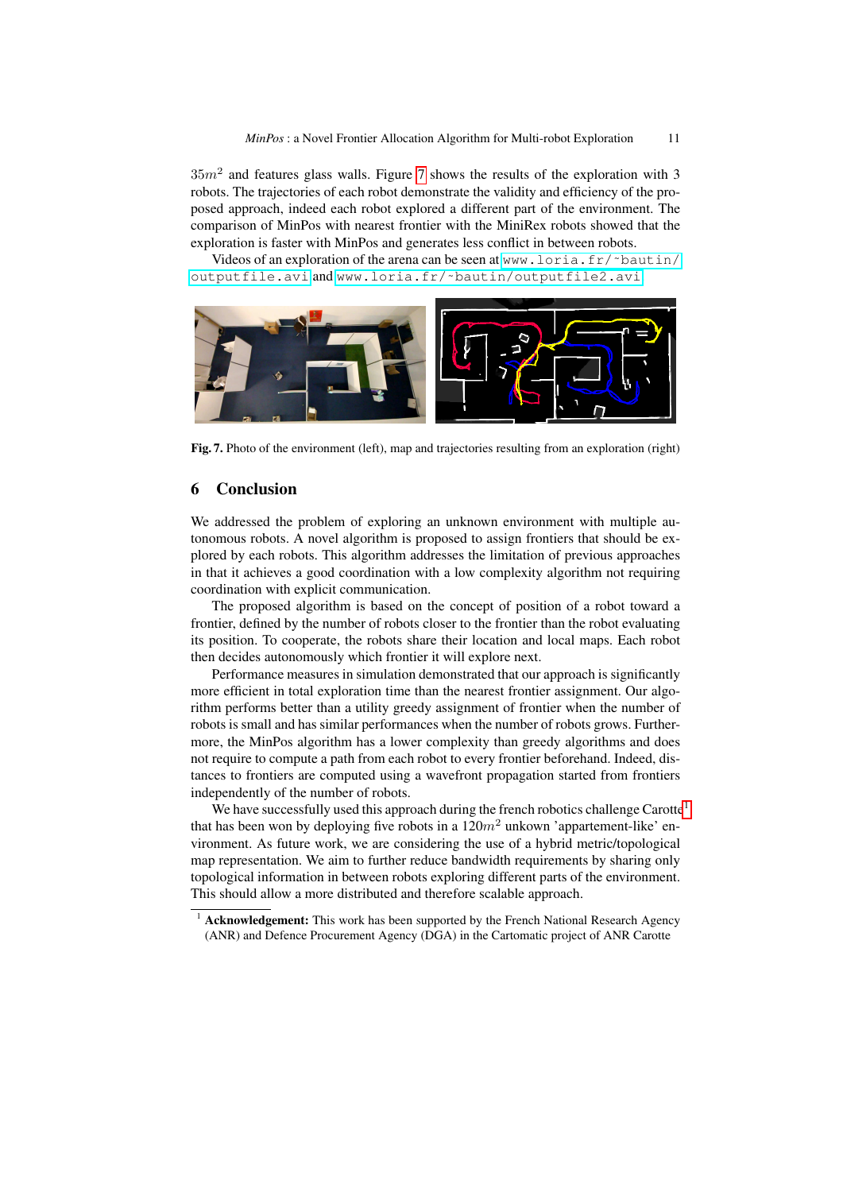$35m^2$ and features glass walls. Figure 7 shows the results of the exploration with 3 robots. The trajectories of each robot demonstrate the validity and efficiency of the proposed approach, indeed each robot explored a different part of the environment. The comparison of MinPos with nearest frontier with the MiniRex robots showed that the exploration is faster with MinPos and generates less conflict in between robots.

Videos of an exploration of the arena can be seen at www.loria.fr/~bautin/outputfile.avi and www.loria.fr/~bautin/outputfile2.avi

**Fig. 7.** Photo of the environment (left), map and trajectories resulting from an exploration (right)

## 6 Conclusion

We addressed the problem of exploring an unknown environment with multiple autonomous robots. A novel algorithm is proposed to assign frontiers that should be explored by each robots. This algorithm addresses the limitation of previous approaches in that it achieves a good coordination with a low complexity algorithm not requiring coordination with explicit communication.

The proposed algorithm is based on the concept of position of a robot toward a frontier, defined by the number of robots closer to the frontier than the robot evaluating its position. To cooperate, the robots share their location and local maps. Each robot then decides autonomously which frontier it will explore next.

Performance measures in simulation demonstrated that our approach is significantly more efficient in total exploration time than the nearest frontier assignment. Our algorithm performs better than a utility greedy assignment of frontier when the number of robots is small and has similar performances when the number of robots grows. Furthermore, the MinPos algorithm has a lower complexity than greedy algorithms and does not require to compute a path from each robot to every frontier beforehand. Indeed, distances to frontiers are computed using a wavefront propagation started from frontiers independently of the number of robots.

We have successfully used this approach during the french robotics challenge Carotte[1] that has been won by deploying five robots in a $120m^2$ unkown 'appartement-like' environment. As future work, we are considering the use of a hybrid metric/topological map representation. We aim to further reduce bandwidth requirements by sharing only topological information in between robots exploring different parts of the environment. This should allow a more distributed and therefore scalable approach.

[1] **Acknowledgement:** This work has been supported by the French National Research Agency (ANR) and Defence Procurement Agency (DGA) in the Cartomatic project of ANR Carotte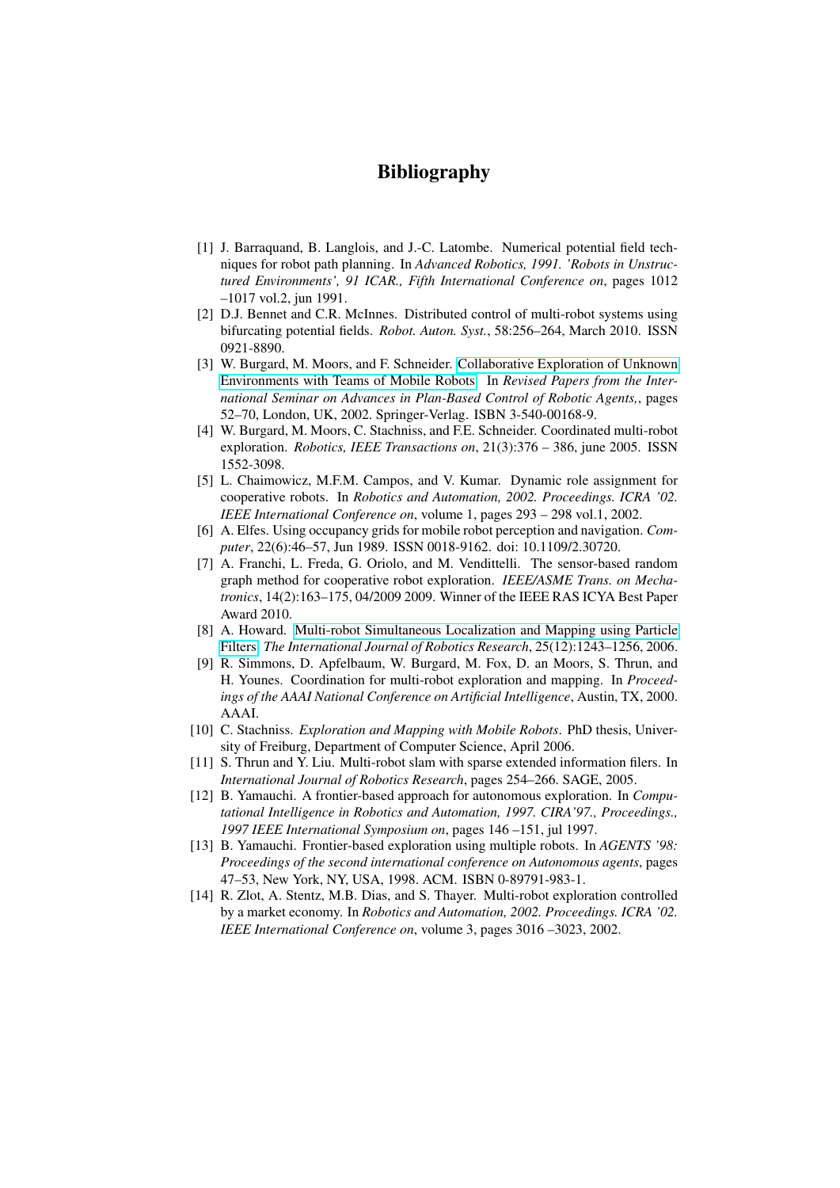# Bibliography

[1] J. Barraquand, B. Langlois, and J.-C. Latombe. Numerical potential field techniques for robot path planning. In *Advanced Robotics, 1991. 'Robots in Unstructured Environments', 91 ICAR., Fifth International Conference on*, pages 1012 –1017 vol.2, jun 1991.

[2] D.J. Bennet and C.R. McInnes. Distributed control of multi-robot systems using bifurcating potential fields. *Robot. Auton. Syst.*, 58:256–264, March 2010. ISSN 0921-8890.

[3] W. Burgard, M. Moors, and F. Schneider. Collaborative Exploration of Unknown Environments with Teams of Mobile Robots. In *Revised Papers from the International Seminar on Advances in Plan-Based Control of Robotic Agents,*, pages 52–70, London, UK, 2002. Springer-Verlag. ISBN 3-540-00168-9.

[4] W. Burgard, M. Moors, C. Stachniss, and F.E. Schneider. Coordinated multi-robot exploration. *Robotics, IEEE Transactions on*, 21(3):376 – 386, june 2005. ISSN 1552-3098.

[5] L. Chaimowicz, M.F.M. Campos, and V. Kumar. Dynamic role assignment for cooperative robots. In *Robotics and Automation, 2002. Proceedings. ICRA '02. IEEE International Conference on*, volume 1, pages 293 – 298 vol.1, 2002.

[6] A. Elfes. Using occupancy grids for mobile robot perception and navigation. *Computer*, 22(6):46–57, Jun 1989. ISSN 0018-9162. doi: 10.1109/2.30720.

[7] A. Franchi, L. Freda, G. Oriolo, and M. Vendittelli. The sensor-based random graph method for cooperative robot exploration. *IEEE/ASME Trans. on Mechatronics*, 14(2):163–175, 04/2009 2009. Winner of the IEEE RAS ICYA Best Paper Award 2010.

[8] A. Howard. Multi-robot Simultaneous Localization and Mapping using Particle Filters. *The International Journal of Robotics Research*, 25(12):1243–1256, 2006.

[9] R. Simmons, D. Apfelbaum, W. Burgard, M. Fox, D. an Moors, S. Thrun, and H. Younes. Coordination for multi-robot exploration and mapping. In *Proceedings of the AAAI National Conference on Artificial Intelligence*, Austin, TX, 2000. AAAI.

[10] C. Stachniss. *Exploration and Mapping with Mobile Robots*. PhD thesis, University of Freiburg, Department of Computer Science, April 2006.

[11] S. Thrun and Y. Liu. Multi-robot slam with sparse extended information filers. In *International Journal of Robotics Research*, pages 254–266. SAGE, 2005.

[12] B. Yamauchi. A frontier-based approach for autonomous exploration. In *Computational Intelligence in Robotics and Automation, 1997. CIRA'97., Proceedings., 1997 IEEE International Symposium on*, pages 146 –151, jul 1997.

[13] B. Yamauchi. Frontier-based exploration using multiple robots. In *AGENTS '98: Proceedings of the second international conference on Autonomous agents*, pages 47–53, New York, NY, USA, 1998. ACM. ISBN 0-89791-983-1.

[14] R. Zlot, A. Stentz, M.B. Dias, and S. Thayer. Multi-robot exploration controlled by a market economy. In *Robotics and Automation, 2002. Proceedings. ICRA '02. IEEE International Conference on*, volume 3, pages 3016 –3023, 2002.